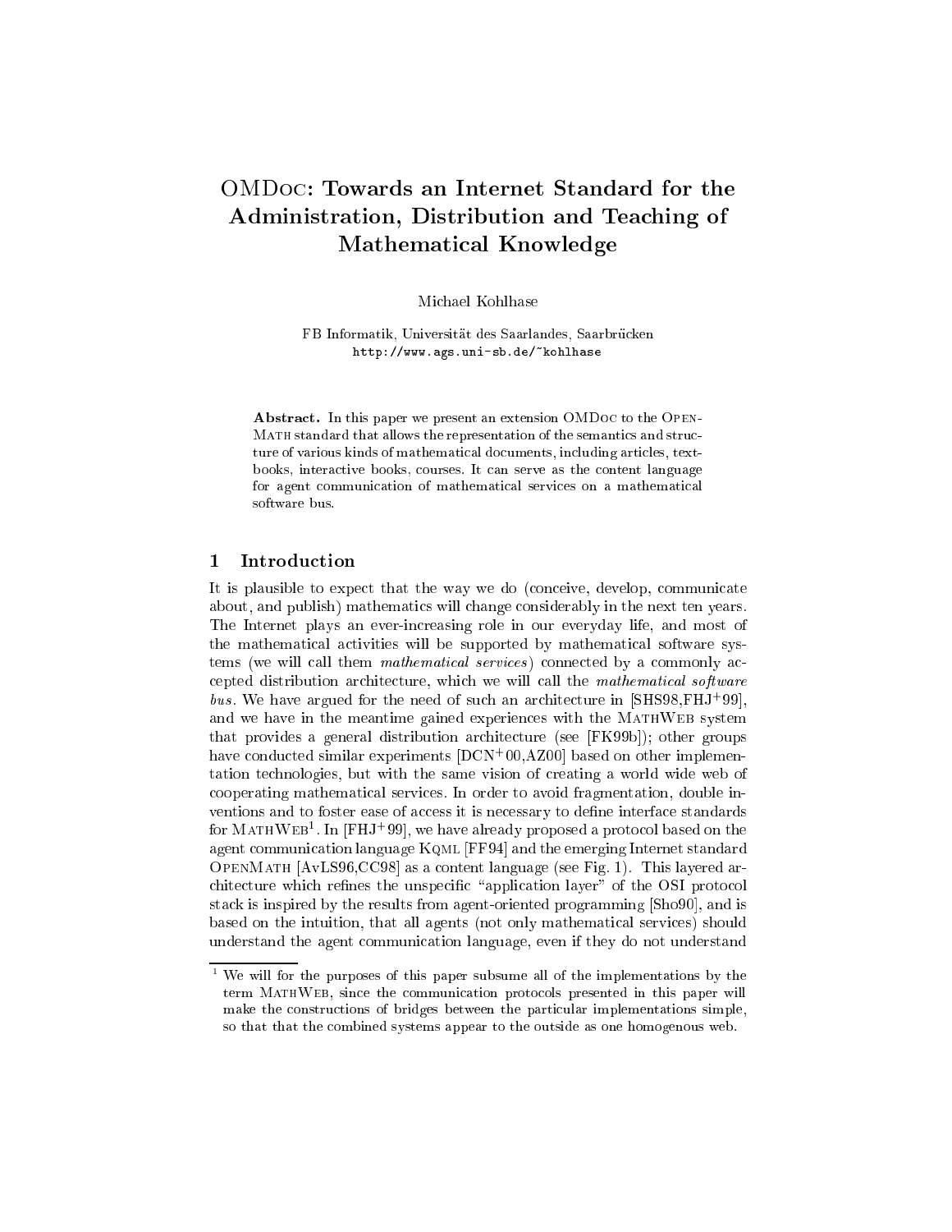# OMDoc: Towards an Internet Standard for the Administration, Distribution and Teaching of Mathematical Knowledge

Michael Kohlhase

FB Informatik, Universität des Saarlandes, Saarbrücken
http://www.ags.uni-sb.de/~kohlhase

**Abstract.** In this paper we present an extension OMDoc to the OpenMath standard that allows the representation of the semantics and structure of various kinds of mathematical documents, including articles, textbooks, interactive books, courses. It can serve as the content language for agent communication of mathematical services on a mathematical software bus.

## 1 Introduction

It is plausible to expect that the way we do (conceive, develop, communicate about, and publish) mathematics will change considerably in the next ten years. The Internet plays an ever-increasing role in our everyday life, and most of the mathematical activities will be supported by mathematical software systems (we will call them *mathematical services*) connected by a commonly accepted distribution architecture, which we will call the *mathematical software bus*. We have argued for the need of such an architecture in [SHS98,FHJ+99], and we have in the meantime gained experiences with the MathWeb system that provides a general distribution architecture (see [FK99b]); other groups have conducted similar experiments [DCN+00,AZ00] based on other implementation technologies, but with the same vision of creating a world wide web of cooperating mathematical services. In order to avoid fragmentation, double inventions and to foster ease of access it is necessary to define interface standards for MathWeb[1]. In [FHJ+99], we have already proposed a protocol based on the agent communication language Kqml [FF94] and the emerging Internet standard OpenMath [AvLS96,CC98] as a content language (see Fig. 1). This layered architecture which refines the unspecific "application layer" of the OSI protocol stack is inspired by the results from agent-oriented programming [Sho90], and is based on the intuition, that all agents (not only mathematical services) should understand the agent communication language, even if they do not understand

[1] We will for the purposes of this paper subsume all of the implementations by the term MathWeb, since the communication protocols presented in this paper will make the constructions of bridges between the particular implementations simple, so that that the combined systems appear to the outside as one homogenous web.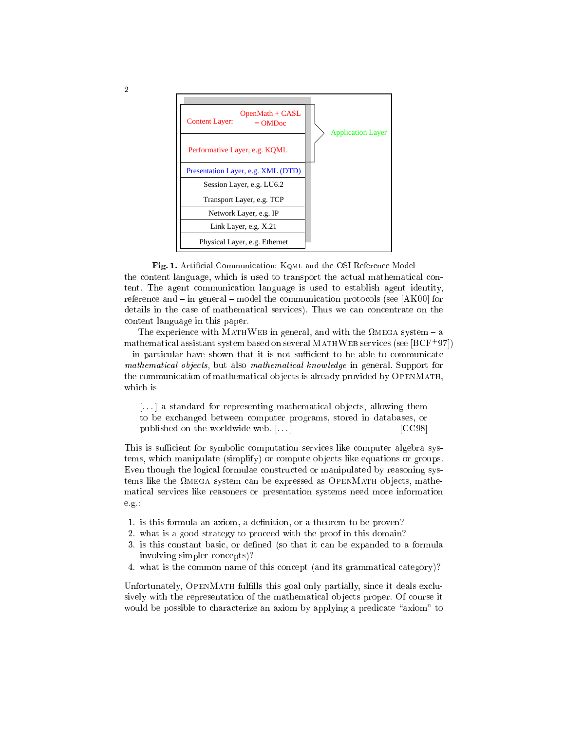| Layer |
|---|
| Content Layer: OpenMath + CASL = OMDoc |
| Performative Layer, e.g. KQML |
| Presentation Layer, e.g. XML (DTD) |
| Session Layer, e.g. LU6.2 |
| Transport Layer, e.g. TCP |
| Network Layer, e.g. IP |
| Link Layer, e.g. X.21 |
| Physical Layer, e.g. Ethernet |

Application Layer

**Fig. 1.** Artificial Communication: KQML and the OSI Reference Model

the content language, which is used to transport the actual mathematical content. The agent communication language is used to establish agent identity, reference and – in general – model the communication protocols (see [AK00] for details in the case of mathematical services). Thus we can concentrate on the content language in this paper.

The experience with MathWeb in general, and with the ΩMEGA system – a mathematical assistant system based on several MathWeb services (see [BCF+97]) – in particular have shown that it is not sufficient to be able to communicate *mathematical objects*, but also *mathematical knowledge* in general. Support for the communication of mathematical objects is already provided by OpenMath, which is

> [...] a standard for representing mathematical objects, allowing them to be exchanged between computer programs, stored in databases, or published on the worldwide web. [...] [CC98]

This is sufficient for symbolic computation services like computer algebra systems, which manipulate (simplify) or compute objects like equations or groups. Even though the logical formulae constructed or manipulated by reasoning systems like the ΩMEGA system can be expressed as OpenMath objects, mathematical services like reasoners or presentation systems need more information e.g.:

1. is this formula an axiom, a definition, or a theorem to be proven?
2. what is a good strategy to proceed with the proof in this domain?
3. is this constant basic, or defined (so that it can be expanded to a formula involving simpler concepts)?
4. what is the common name of this concept (and its grammatical category)?

Unfortunately, OpenMath fulfills this goal only partially, since it deals exclusively with the representation of the mathematical objects proper. Of course it would be possible to characterize an axiom by applying a predicate "axiom" to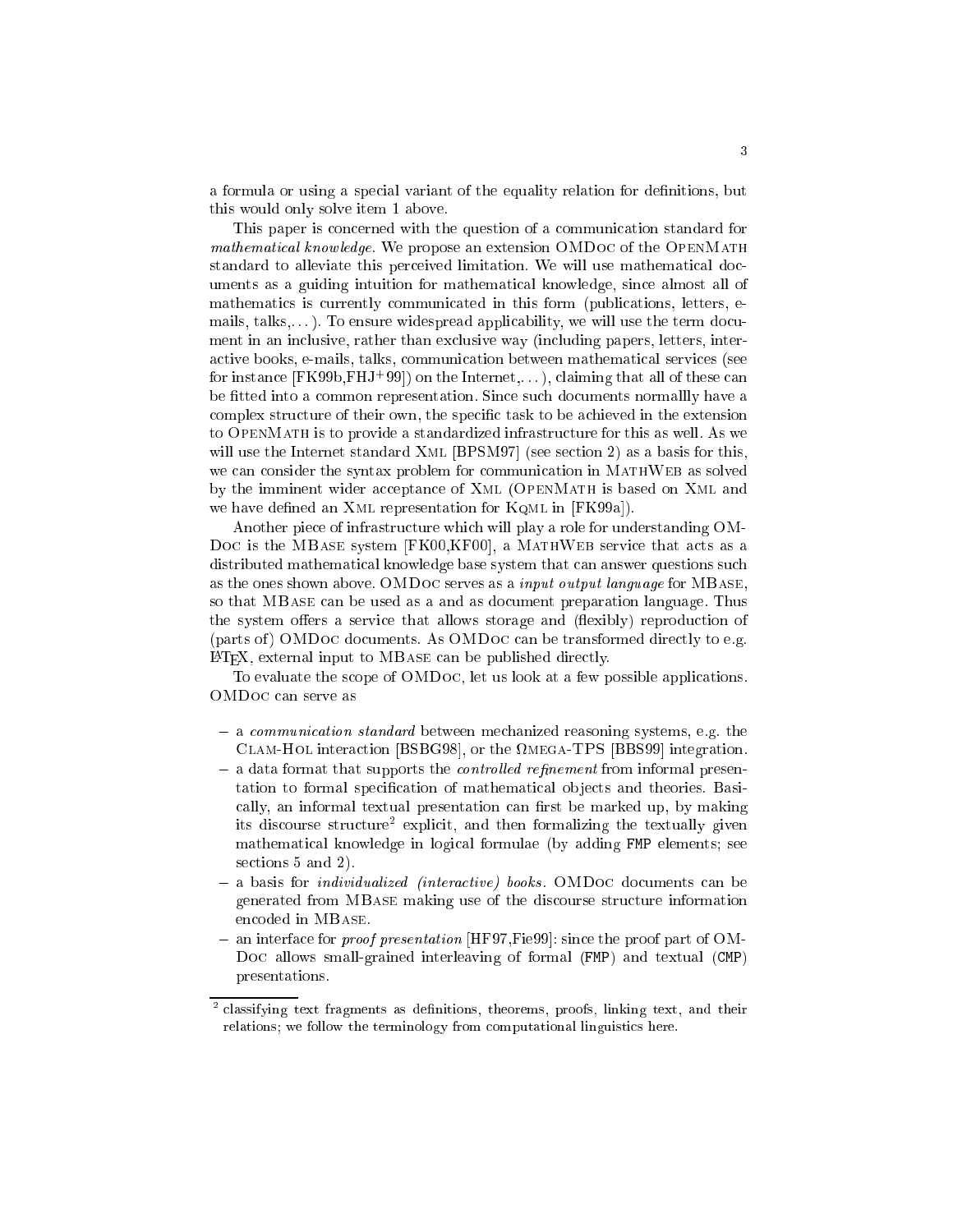a formula or using a special variant of the equality relation for definitions, but this would only solve item 1 above.

This paper is concerned with the question of a communication standard for *mathematical knowledge*. We propose an extension OMDoc of the OpenMath standard to alleviate this perceived limitation. We will use mathematical documents as a guiding intuition for mathematical knowledge, since almost all of mathematics is currently communicated in this form (publications, letters, e-mails, talks,...). To ensure widespread applicability, we will use the term document in an inclusive, rather than exclusive way (including papers, letters, interactive books, e-mails, talks, communication between mathematical services (see for instance [FK99b,FHJ+99]) on the Internet,...), claiming that all of these can be fitted into a common representation. Since such documents normallly have a complex structure of their own, the specific task to be achieved in the extension to OpenMath is to provide a standardized infrastructure for this as well. As we will use the Internet standard Xml [BPSM97] (see section 2) as a basis for this, we can consider the syntax problem for communication in MathWeb as solved by the imminent wider acceptance of Xml (OpenMath is based on Xml and we have defined an Xml representation for Kqml in [FK99a]).

Another piece of infrastructure which will play a role for understanding OMDoc is the MBase system [FK00,KF00], a MathWeb service that acts as a distributed mathematical knowledge base system that can answer questions such as the ones shown above. OMDoc serves as a *input output language* for MBase, so that MBase can be used as a and as document preparation language. Thus the system offers a service that allows storage and (flexibly) reproduction of (parts of) OMDoc documents. As OMDoc can be transformed directly to e.g. LaTeX, external input to MBase can be published directly.

To evaluate the scope of OMDoc, let us look at a few possible applications. OMDoc can serve as

- a *communication standard* between mechanized reasoning systems, e.g. the Clam-Hol interaction [BSBG98], or the Ωmega-TPS [BBS99] integration.
- a data format that supports the *controlled refinement* from informal presentation to formal specification of mathematical objects and theories. Basically, an informal textual presentation can first be marked up, by making its discourse structure[2] explicit, and then formalizing the textually given mathematical knowledge in logical formulae (by adding `FMP` elements; see sections 5 and 2).
- a basis for *individualized (interactive) books*. OMDoc documents can be generated from MBase making use of the discourse structure information encoded in MBase.
- an interface for *proof presentation* [HF97,Fie99]: since the proof part of OMDoc allows small-grained interleaving of formal (`FMP`) and textual (`CMP`) presentations.

[2] classifying text fragments as definitions, theorems, proofs, linking text, and their relations; we follow the terminology from computational linguistics here.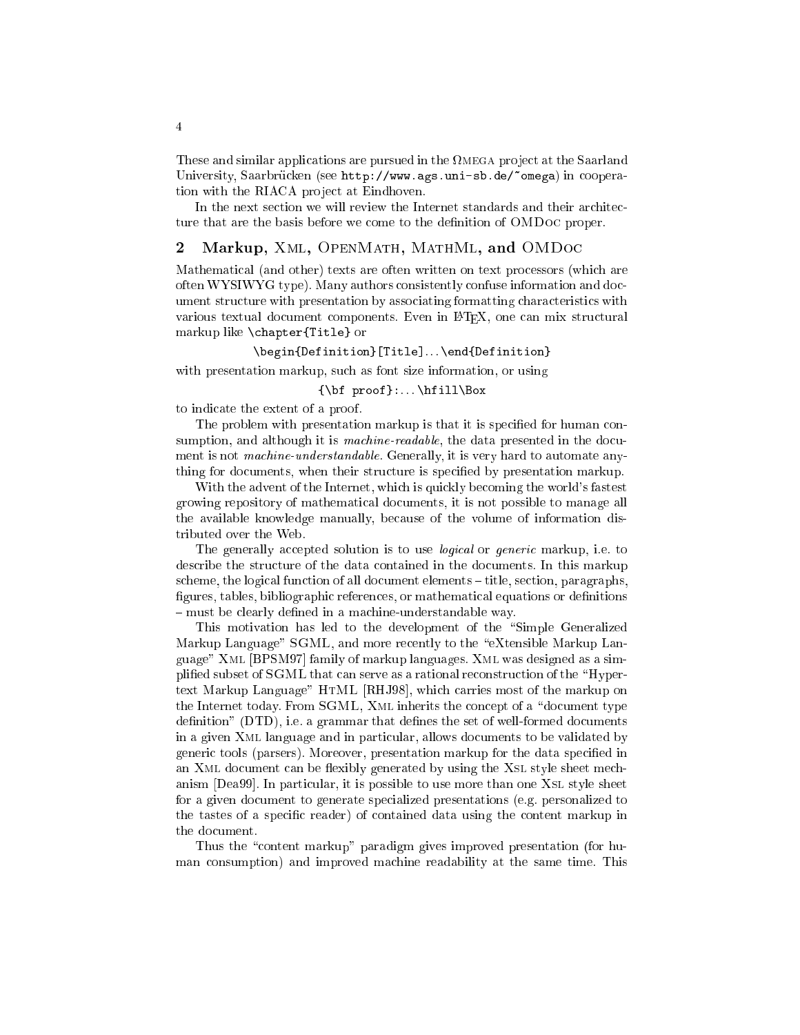These and similar applications are pursued in the ΩMEGA project at the Saarland University, Saarbrücken (see `http://www.ags.uni-sb.de/~omega`) in cooperation with the RIACA project at Eindhoven.

In the next section we will review the Internet standards and their architecture that are the basis before we come to the definition of OMDoc proper.

## 2 Markup, XML, OpenMath, MathML, and OMDoc

Mathematical (and other) texts are often written on text processors (which are often WYSIWYG type). Many authors consistently confuse information and document structure with presentation by associating formatting characteristics with various textual document components. Even in LaTeX, one can mix structural markup like `\chapter{Title}` or

`\begin{Definition}[Title]...\end{Definition}`

with presentation markup, such as font size information, or using

`{\bf proof}:...\hfill\Box`

to indicate the extent of a proof.

The problem with presentation markup is that it is specified for human consumption, and although it is *machine-readable*, the data presented in the document is not *machine-understandable*. Generally, it is very hard to automate anything for documents, when their structure is specified by presentation markup.

With the advent of the Internet, which is quickly becoming the world's fastest growing repository of mathematical documents, it is not possible to manage all the available knowledge manually, because of the volume of information distributed over the Web.

The generally accepted solution is to use *logical* or *generic* markup, i.e. to describe the structure of the data contained in the documents. In this markup scheme, the logical function of all document elements – title, section, paragraphs, figures, tables, bibliographic references, or mathematical equations or definitions – must be clearly defined in a machine-understandable way.

This motivation has led to the development of the "Simple Generalized Markup Language" SGML, and more recently to the "eXtensible Markup Language" XML [BPSM97] family of markup languages. XML was designed as a simplified subset of SGML that can serve as a rational reconstruction of the "Hypertext Markup Language" HTML [RHJ98], which carries most of the markup on the Internet today. From SGML, XML inherits the concept of a "document type definition" (DTD), i.e. a grammar that defines the set of well-formed documents in a given XML language and in particular, allows documents to be validated by generic tools (parsers). Moreover, presentation markup for the data specified in an XML document can be flexibly generated by using the XSL style sheet mechanism [Dea99]. In particular, it is possible to use more than one XSL style sheet for a given document to generate specialized presentations (e.g. personalized to the tastes of a specific reader) of contained data using the content markup in the document.

Thus the "content markup" paradigm gives improved presentation (for human consumption) and improved machine readability at the same time. This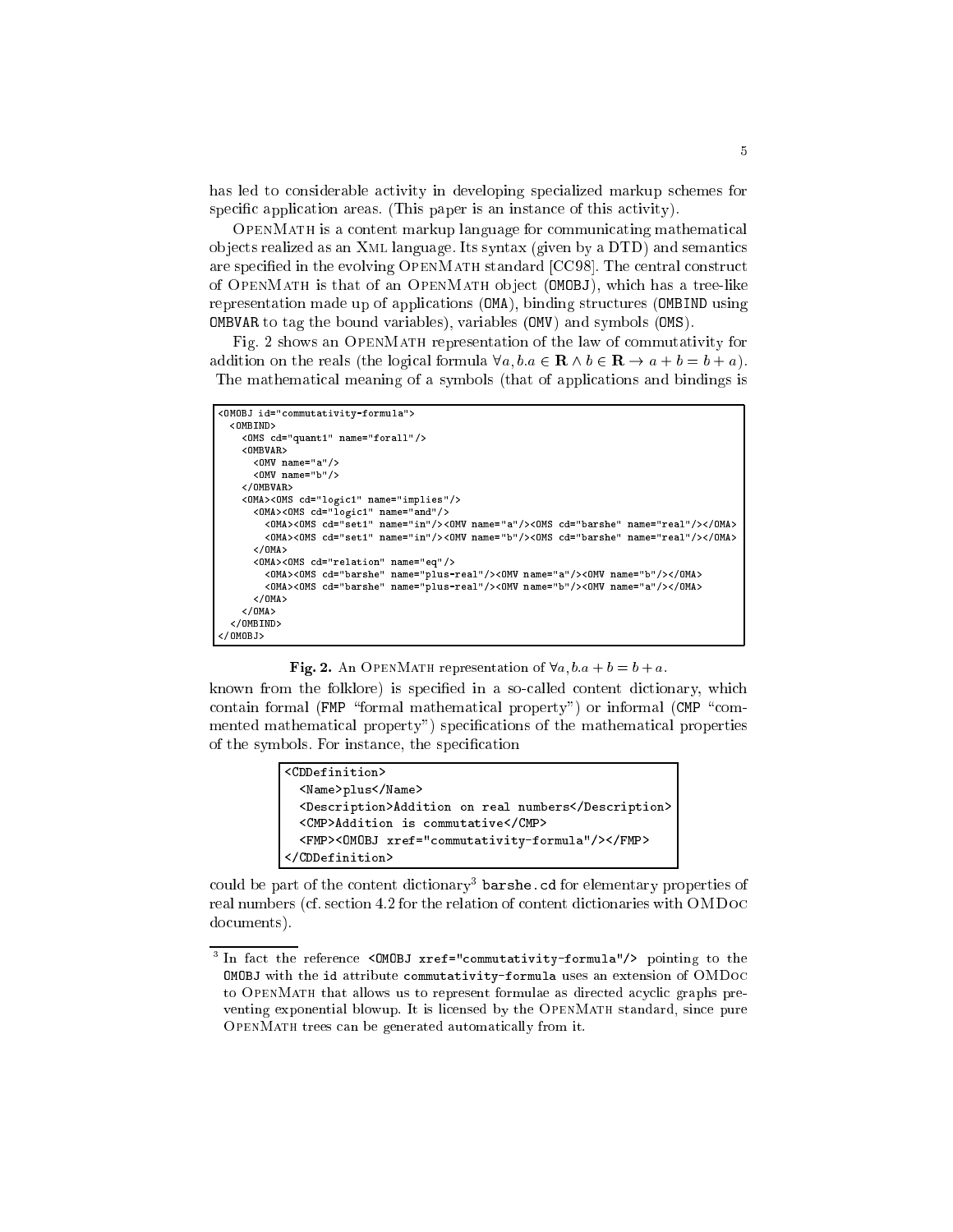has led to considerable activity in developing specialized markup schemes for specific application areas. (This paper is an instance of this activity).

OpenMath is a content markup language for communicating mathematical objects realized as an Xml language. Its syntax (given by a DTD) and semantics are specified in the evolving OpenMath standard [CC98]. The central construct of OpenMath is that of an OpenMath object (`OMOBJ`), which has a tree-like representation made up of applications (`OMA`), binding structures (`OMBIND` using `OMBVAR` to tag the bound variables), variables (`OMV`) and symbols (`OMS`).

Fig. 2 shows an OpenMath representation of the law of commutativity for addition on the reals (the logical formula $\forall a, b. a \in \mathbf{R} \wedge b \in \mathbf{R} \rightarrow a + b = b + a$). The mathematical meaning of a symbols (that of applications and bindings is

```
<OMOBJ id="commutativity-formula">
  <OMBIND>
    <OMS cd="quant1" name="forall"/>
    <OMBVAR>
      <OMV name="a"/>
      <OMV name="b"/>
    </OMBVAR>
    <OMA><OMS cd="logic1" name="implies"/>
      <OMA><OMS cd="logic1" name="and"/>
        <OMA><OMS cd="set1" name="in"/><OMV name="a"/><OMS cd="barshe" name="real"/></OMA>
        <OMA><OMS cd="set1" name="in"/><OMV name="b"/><OMS cd="barshe" name="real"/></OMA>
      </OMA>
      <OMA><OMS cd="relation" name="eq"/>
        <OMA><OMS cd="barshe" name="plus-real"/><OMV name="a"/><OMV name="b"/></OMA>
        <OMA><OMS cd="barshe" name="plus-real"/><OMV name="b"/><OMV name="a"/></OMA>
      </OMA>
    </OMA>
  </OMBIND>
</OMOBJ>
```

**Fig. 2.** An OpenMath representation of $\forall a, b. a + b = b + a$.

known from the folklore) is specified in a so-called content dictionary, which contain formal (`FMP` "formal mathematical property") or informal (`CMP` "commented mathematical property") specifications of the mathematical properties of the symbols. For instance, the specification

```
<CDDefinition>
  <Name>plus</Name>
  <Description>Addition on real numbers</Description>
  <CMP>Addition is commutative</CMP>
  <FMP><OMOBJ xref="commutativity-formula"/></FMP>
</CDDefinition>
```

could be part of the content dictionary[3] `barshe.cd` for elementary properties of real numbers (cf. section 4.2 for the relation of content dictionaries with OMDoc documents).

---

[3] In fact the reference `<OMOBJ xref="commutativity-formula"/>` pointing to the `OMOBJ` with the `id` attribute `commutativity-formula` uses an extension of OMDoc to OpenMath that allows us to represent formulae as directed acyclic graphs preventing exponential blowup. It is licensed by the OpenMath standard, since pure OpenMath trees can be generated automatically from it.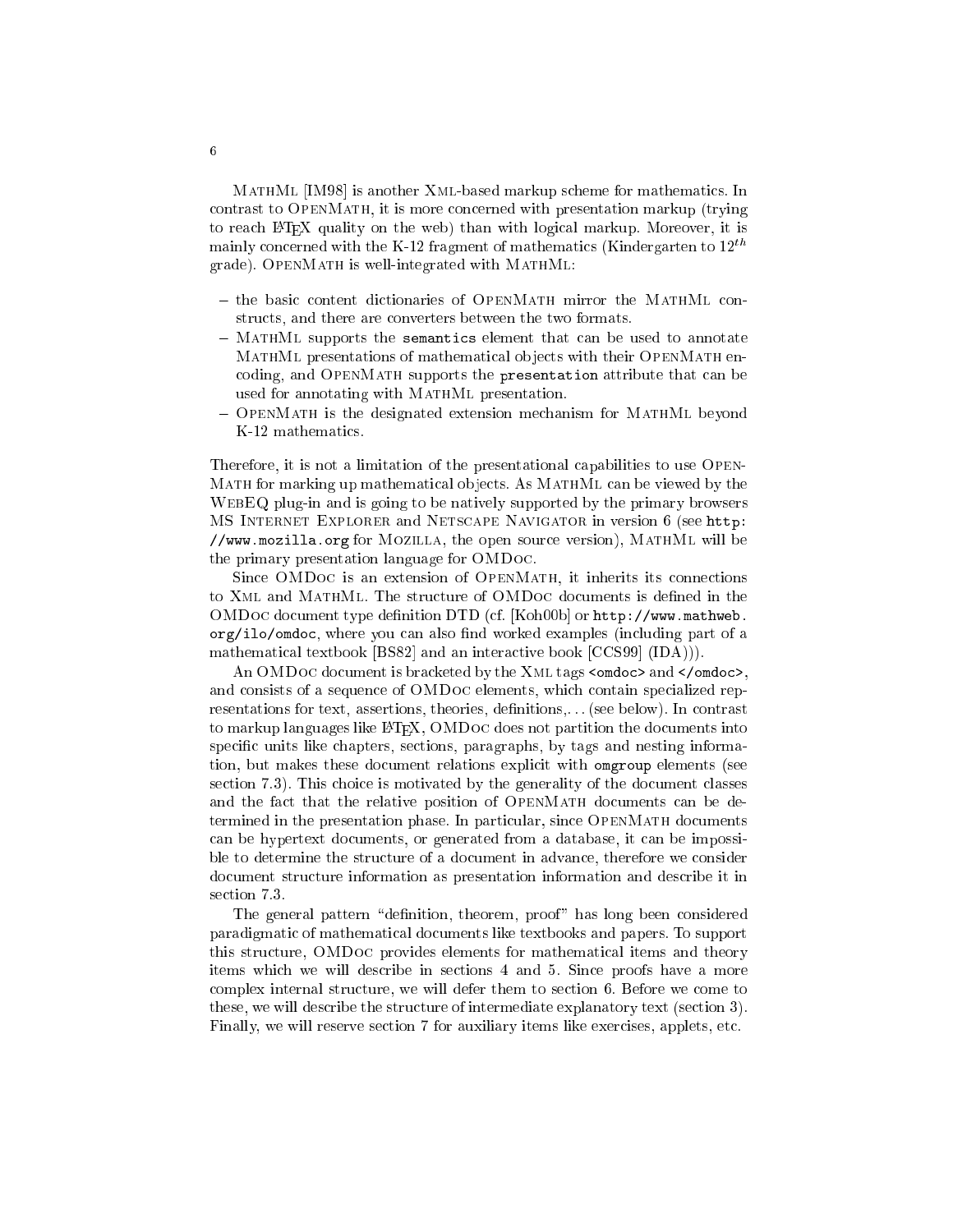MathML [IM98] is another Xml-based markup scheme for mathematics. In contrast to OpenMath, it is more concerned with presentation markup (trying to reach LaTeX quality on the web) than with logical markup. Moreover, it is mainly concerned with the K-12 fragment of mathematics (Kindergarten to $12^{th}$ grade). OpenMath is well-integrated with MathML:

- the basic content dictionaries of OpenMath mirror the MathML constructs, and there are converters between the two formats.
- MathML supports the `semantics` element that can be used to annotate MathML presentations of mathematical objects with their OpenMath encoding, and OpenMath supports the `presentation` attribute that can be used for annotating with MathML presentation.
- OpenMath is the designated extension mechanism for MathML beyond K-12 mathematics.

Therefore, it is not a limitation of the presentational capabilities to use OpenMath for marking up mathematical objects. As MathML can be viewed by the WebEQ plug-in and is going to be natively supported by the primary browsers MS Internet Explorer and Netscape Navigator in version 6 (see `http://www.mozilla.org` for Mozilla, the open source version), MathML will be the primary presentation language for OMDoc.

Since OMDoc is an extension of OpenMath, it inherits its connections to Xml and MathML. The structure of OMDoc documents is defined in the OMDoc document type definition DTD (cf. [Koh00b] or `http://www.mathweb.org/ilo/omdoc`, where you can also find worked examples (including part of a mathematical textbook [BS82] and an interactive book [CCS99] (IDA))).

An OMDoc document is bracketed by the Xml tags `<omdoc>` and `</omdoc>`, and consists of a sequence of OMDoc elements, which contain specialized representations for text, assertions, theories, definitions,... (see below). In contrast to markup languages like LaTeX, OMDoc does not partition the documents into specific units like chapters, sections, paragraphs, by tags and nesting information, but makes these document relations explicit with `omgroup` elements (see section 7.3). This choice is motivated by the generality of the document classes and the fact that the relative position of OpenMath documents can be determined in the presentation phase. In particular, since OpenMath documents can be hypertext documents, or generated from a database, it can be impossible to determine the structure of a document in advance, therefore we consider document structure information as presentation information and describe it in section 7.3.

The general pattern "definition, theorem, proof" has long been considered paradigmatic of mathematical documents like textbooks and papers. To support this structure, OMDoc provides elements for mathematical items and theory items which we will describe in sections 4 and 5. Since proofs have a more complex internal structure, we will defer them to section 6. Before we come to these, we will describe the structure of intermediate explanatory text (section 3). Finally, we will reserve section 7 for auxiliary items like exercises, applets, etc.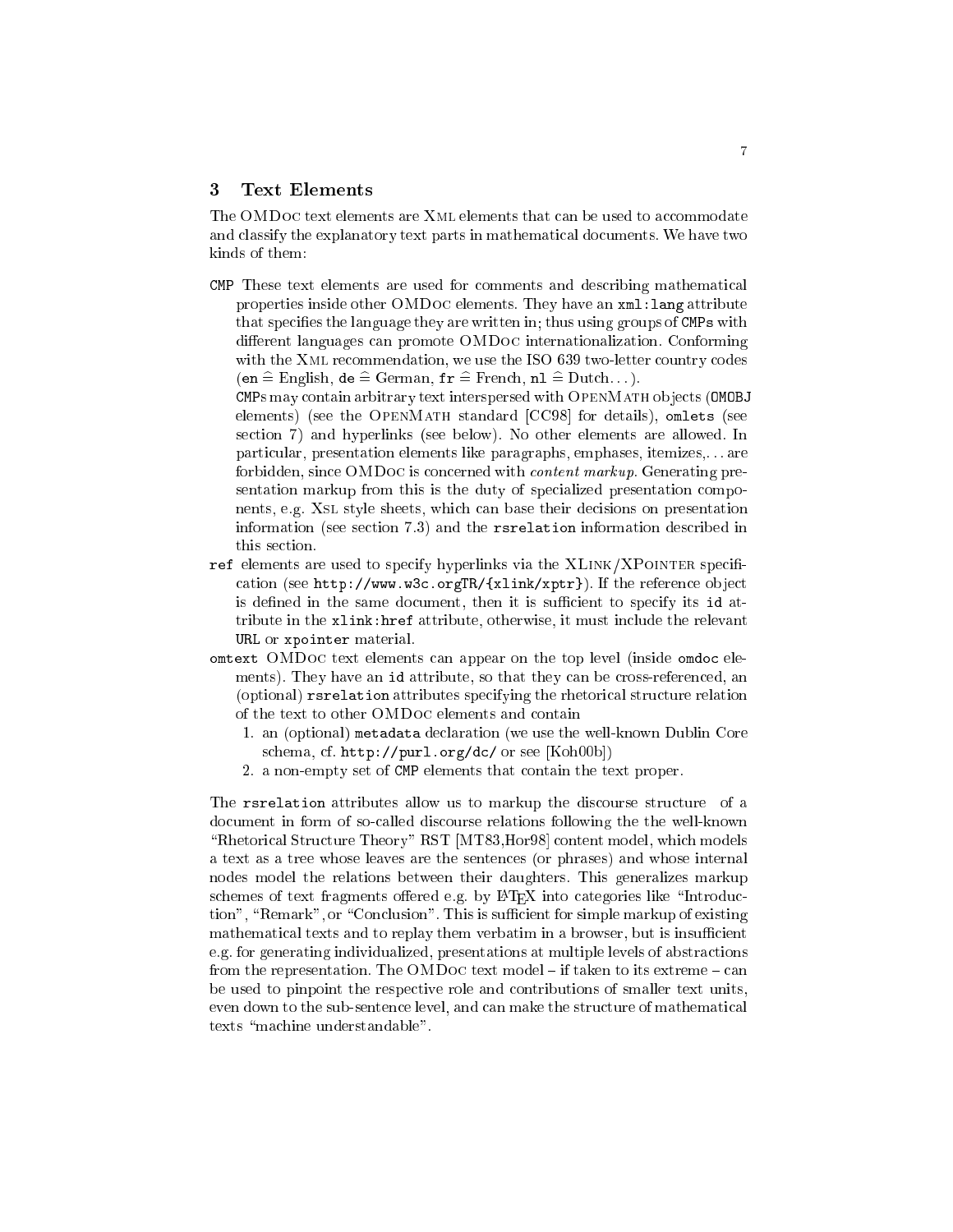## 3 Text Elements

The OMDoc text elements are Xml elements that can be used to accommodate and classify the explanatory text parts in mathematical documents. We have two kinds of them:

`CMP` These text elements are used for comments and describing mathematical properties inside other OMDoc elements. They have an `xml:lang` attribute that specifies the language they are written in; thus using groups of `CMP`s with different languages can promote OMDoc internationalization. Conforming with the Xml recommendation, we use the ISO 639 two-letter country codes (`en` $\widehat{=}$ English, `de` $\widehat{=}$ German, `fr` $\widehat{=}$ French, `nl` $\widehat{=}$ Dutch...).

`CMP`s may contain arbitrary text interspersed with OpenMath objects (`OMOBJ` elements) (see the OpenMath standard [CC98] for details), `omlets` (see section 7) and hyperlinks (see below). No other elements are allowed. In particular, presentation elements like paragraphs, emphases, itemizes,... are forbidden, since OMDoc is concerned with *content markup*. Generating presentation markup from this is the duty of specialized presentation components, e.g. Xsl style sheets, which can base their decisions on presentation information (see section 7.3) and the `rsrelation` information described in this section.

`ref` elements are used to specify hyperlinks via the XLink/XPointer specification (see `http://www.w3c.orgTR/{xlink/xptr}`). If the reference object is defined in the same document, then it is sufficient to specify its `id` attribute in the `xlink:href` attribute, otherwise, it must include the relevant `URL` or `xpointer` material.

`omtext` OMDoc text elements can appear on the top level (inside `omdoc` elements). They have an `id` attribute, so that they can be cross-referenced, an (optional) `rsrelation` attributes specifying the rhetorical structure relation of the text to other OMDoc elements and contain

1. an (optional) `metadata` declaration (we use the well-known Dublin Core schema, cf. `http://purl.org/dc/` or see [Koh00b])
2. a non-empty set of `CMP` elements that contain the text proper.

The `rsrelation` attributes allow us to markup the discourse structure of a document in form of so-called discourse relations following the the well-known "Rhetorical Structure Theory" RST [MT83,Hor98] content model, which models a text as a tree whose leaves are the sentences (or phrases) and whose internal nodes model the relations between their daughters. This generalizes markup schemes of text fragments offered e.g. by LaTeX into categories like "Introduction", "Remark", or "Conclusion". This is sufficient for simple markup of existing mathematical texts and to replay them verbatim in a browser, but is insufficient e.g. for generating individualized, presentations at multiple levels of abstractions from the representation. The OMDoc text model – if taken to its extreme – can be used to pinpoint the respective role and contributions of smaller text units, even down to the sub-sentence level, and can make the structure of mathematical texts "machine understandable".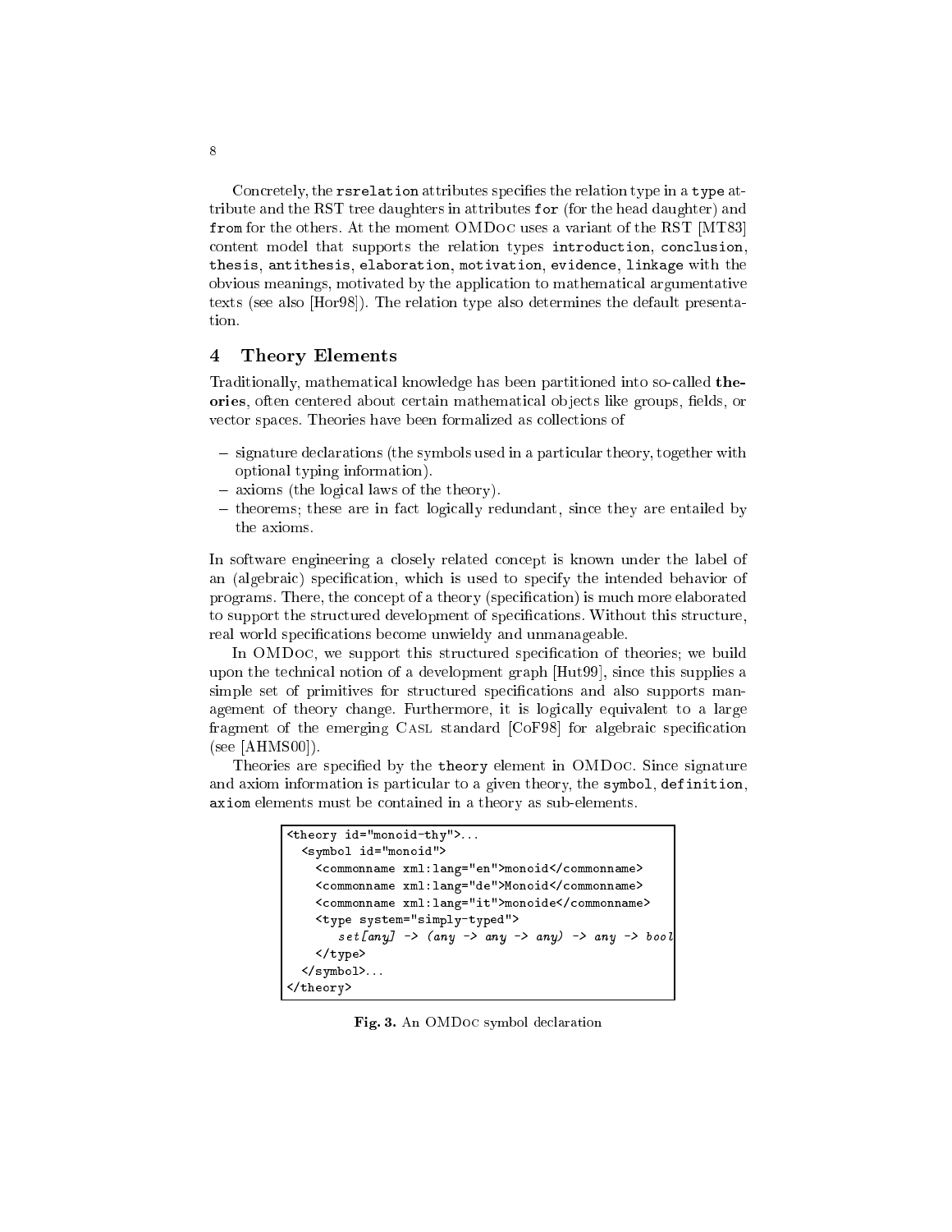Concretely, the `rsrelation` attributes specifies the relation type in a `type` attribute and the RST tree daughters in attributes `for` (for the head daughter) and `from` for the others. At the moment OMDoc uses a variant of the RST [MT83] content model that supports the relation types `introduction`, `conclusion`, `thesis`, `antithesis`, `elaboration`, `motivation`, `evidence`, `linkage` with the obvious meanings, motivated by the application to mathematical argumentative texts (see also [Hor98]). The relation type also determines the default presentation.

## 4 Theory Elements

Traditionally, mathematical knowledge has been partitioned into so-called **theories**, often centered about certain mathematical objects like groups, fields, or vector spaces. Theories have been formalized as collections of

- signature declarations (the symbols used in a particular theory, together with optional typing information).
- axioms (the logical laws of the theory).
- theorems; these are in fact logically redundant, since they are entailed by the axioms.

In software engineering a closely related concept is known under the label of an (algebraic) specification, which is used to specify the intended behavior of programs. There, the concept of a theory (specification) is much more elaborated to support the structured development of specifications. Without this structure, real world specifications become unwieldy and unmanageable.

In OMDoc, we support this structured specification of theories; we build upon the technical notion of a development graph [Hut99], since this supplies a simple set of primitives for structured specifications and also supports management of theory change. Furthermore, it is logically equivalent to a large fragment of the emerging Casl standard [CoF98] for algebraic specification (see [AHMS00]).

Theories are specified by the `theory` element in OMDoc. Since signature and axiom information is particular to a given theory, the `symbol`, `definition`, `axiom` elements must be contained in a theory as sub-elements.

```
<theory id="monoid-thy">...
  <symbol id="monoid">
    <commonname xml:lang="en">monoid</commonname>
    <commonname xml:lang="de">Monoid</commonname>
    <commonname xml:lang="it">monoide</commonname>
    <type system="simply-typed">
       set[any] -> (any -> any -> any) -> any -> bool
    </type>
  </symbol>...
</theory>
```

**Fig. 3.** An OMDoc symbol declaration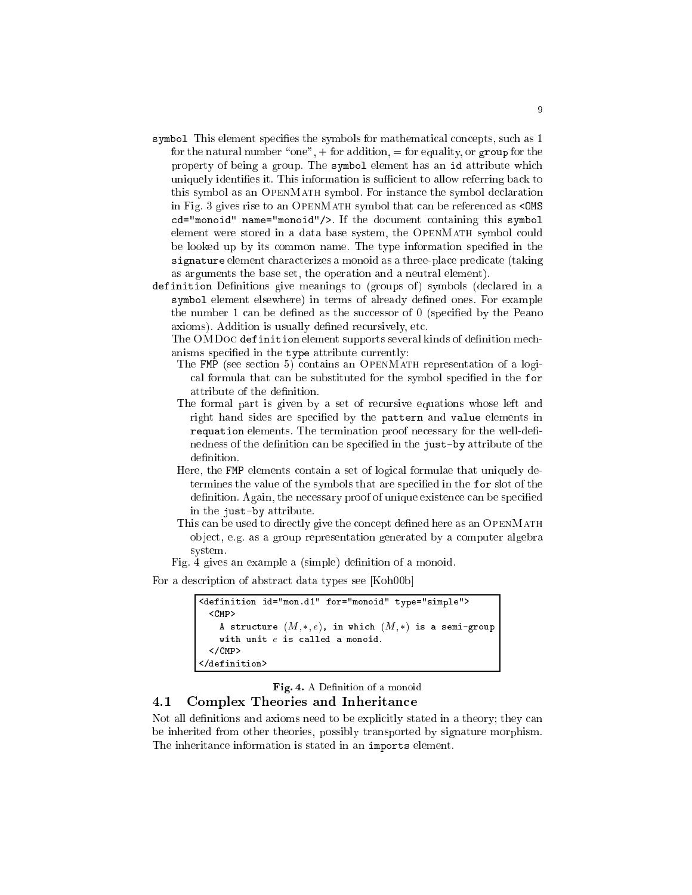`symbol` This element specifies the symbols for mathematical concepts, such as 1 for the natural number "one", + for addition, = for equality, or `group` for the property of being a group. The `symbol` element has an `id` attribute which uniquely identifies it. This information is sufficient to allow referring back to this symbol as an OpenMath symbol. For instance the symbol declaration in Fig. 3 gives rise to an OpenMath symbol that can be referenced as `<OMS cd="monoid" name="monoid"/>`. If the document containing this `symbol` element were stored in a data base system, the OpenMath symbol could be looked up by its common name. The type information specified in the `signature` element characterizes a monoid as a three-place predicate (taking as arguments the base set, the operation and a neutral element).

`definition` Definitions give meanings to (groups of) symbols (declared in a `symbol` element elsewhere) in terms of already defined ones. For example the number 1 can be defined as the successor of 0 (specified by the Peano axioms). Addition is usually defined recursively, etc.

The OMDoc `definition` element supports several kinds of definition mechanisms specified in the `type` attribute currently:

The `FMP` (see section 5) contains an OpenMath representation of a logical formula that can be substituted for the symbol specified in the `for` attribute of the definition.

The formal part is given by a set of recursive equations whose left and right hand sides are specified by the `pattern` and `value` elements in `requation` elements. The termination proof necessary for the well-definedness of the definition can be specified in the `just-by` attribute of the definition.

Here, the `FMP` elements contain a set of logical formulae that uniquely determines the value of the symbols that are specified in the `for` slot of the definition. Again, the necessary proof of unique existence can be specified in the `just-by` attribute.

This can be used to directly give the concept defined here as an OpenMath object, e.g. as a group representation generated by a computer algebra system.

Fig. 4 gives an example a (simple) definition of a monoid.

For a description of abstract data types see [Koh00b]

```
<definition id="mon.d1" for="monoid" type="simple">
  <CMP>
    A structure (M,*,e), in which (M,*) is a semi-group
    with unit e is called a monoid.
  </CMP>
</definition>
```

**Fig. 4.** A Definition of a monoid

## 4.1 Complex Theories and Inheritance

Not all definitions and axioms need to be explicitly stated in a theory; they can be inherited from other theories, possibly transported by signature morphism. The inheritance information is stated in an `imports` element.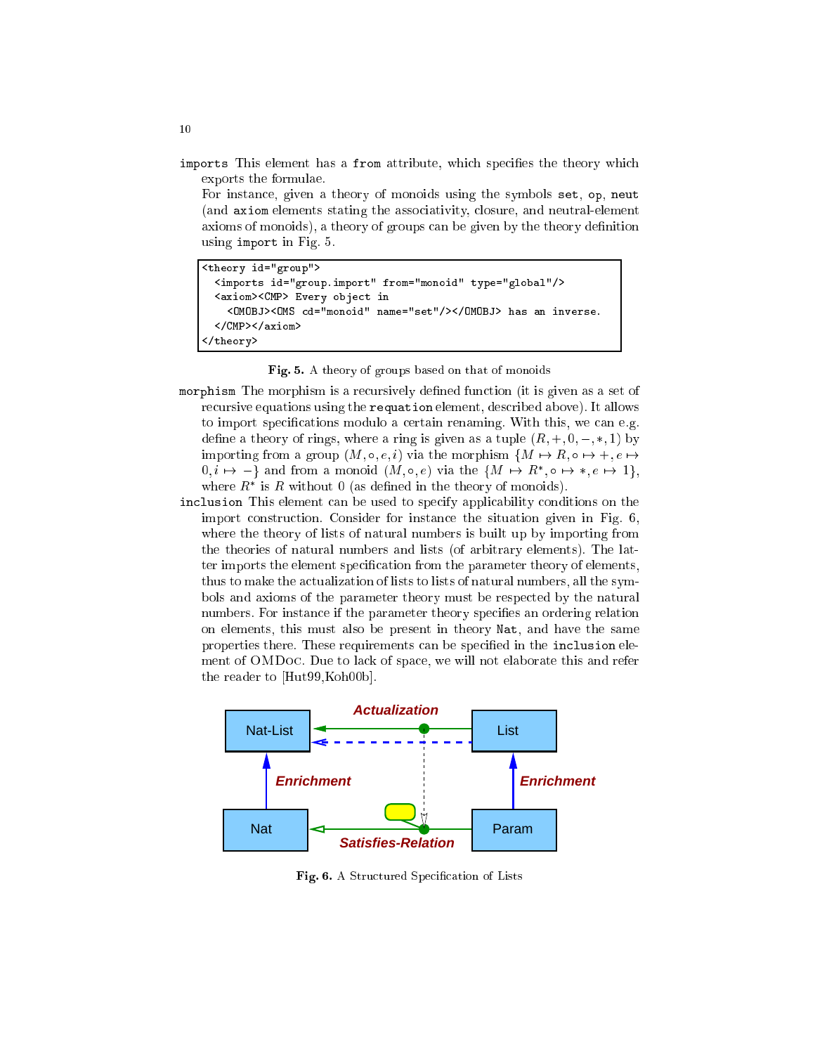`imports` This element has a `from` attribute, which specifies the theory which exports the formulae.

For instance, given a theory of monoids using the symbols `set`, `op`, `neut` (and `axiom` elements stating the associativity, closure, and neutral-element axioms of monoids), a theory of groups can be given by the theory definition using `import` in Fig. 5.

```
<theory id="group">
  <imports id="group.import" from="monoid" type="global"/>
  <axiom><CMP> Every object in
    <OMOBJ><OMS cd="monoid" name="set"/></OMOBJ> has an inverse.
  </CMP></axiom>
</theory>
```

**Fig. 5.** A theory of groups based on that of monoids

`morphism` The morphism is a recursively defined function (it is given as a set of recursive equations using the `requation` element, described above). It allows to import specifications modulo a certain renaming. With this, we can e.g. define a theory of rings, where a ring is given as a tuple $(R, +, 0, -, *, 1)$ by importing from a group $(M, \circ, e, i)$ via the morphism $\{M \mapsto R, \circ \mapsto +, e \mapsto 0, i \mapsto -\}$ and from a monoid $(M, \circ, e)$ via the $\{M \mapsto R^*, \circ \mapsto *, e \mapsto 1\}$, where $R^*$ is $R$ without 0 (as defined in the theory of monoids).

`inclusion` This element can be used to specify applicability conditions on the import construction. Consider for instance the situation given in Fig. 6, where the theory of lists of natural numbers is built up by importing from the theories of natural numbers and lists (of arbitrary elements). The latter imports the element specification from the parameter theory of elements, thus to make the actualization of lists to lists of natural numbers, all the symbols and axioms of the parameter theory must be respected by the natural numbers. For instance if the parameter theory specifies an ordering relation on elements, this must also be present in theory `Nat`, and have the same properties there. These requirements can be specified in the `inclusion` element of OMDoc. Due to lack of space, we will not elaborate this and refer the reader to [Hut99,Koh00b].

**Fig. 6.** A Structured Specification of Lists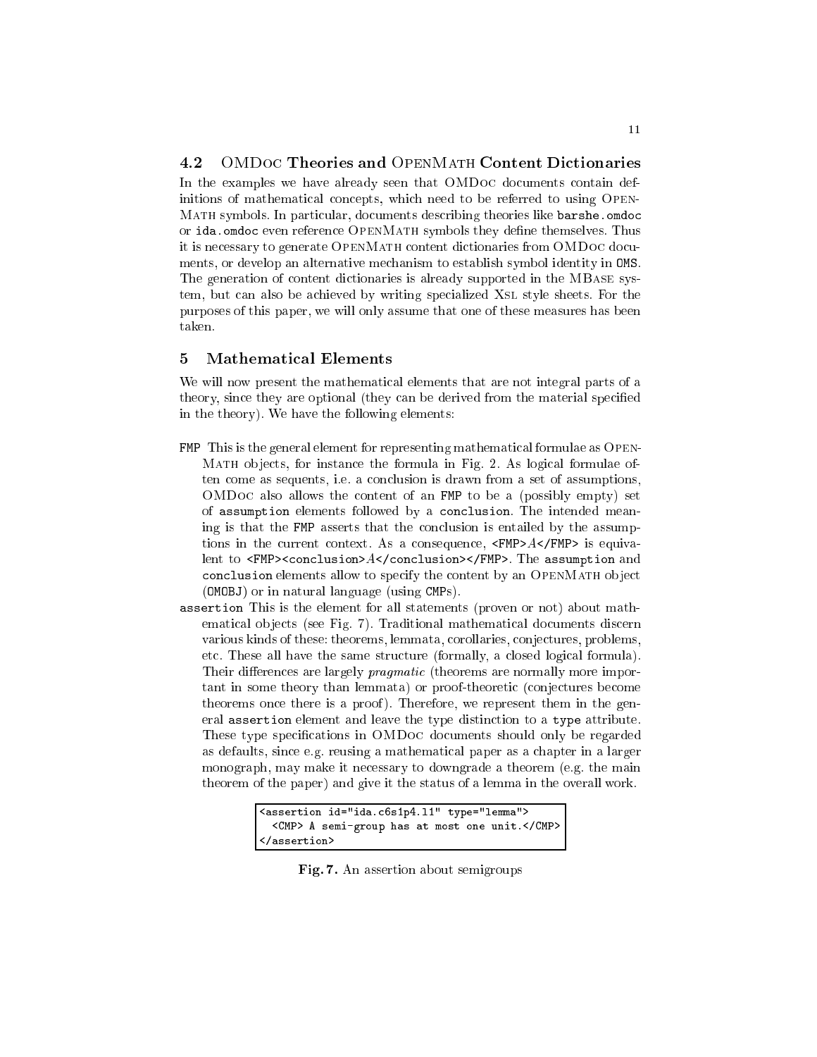### 4.2 OMDoc Theories and OpenMath Content Dictionaries

In the examples we have already seen that OMDoc documents contain definitions of mathematical concepts, which need to be referred to using OpenMath symbols. In particular, documents describing theories like `barshe.omdoc` or `ida.omdoc` even reference OpenMath symbols they define themselves. Thus it is necessary to generate OpenMath content dictionaries from OMDoc documents, or develop an alternative mechanism to establish symbol identity in `OMS`. The generation of content dictionaries is already supported in the MBase system, but can also be achieved by writing specialized Xsl style sheets. For the purposes of this paper, we will only assume that one of these measures has been taken.

## 5 Mathematical Elements

We will now present the mathematical elements that are not integral parts of a theory, since they are optional (they can be derived from the material specified in the theory). We have the following elements:

- `FMP` This is the general element for representing mathematical formulae as OpenMath objects, for instance the formula in Fig. 2. As logical formulae often come as sequents, i.e. a conclusion is drawn from a set of assumptions, OMDoc also allows the content of an `FMP` to be a (possibly empty) set of `assumption` elements followed by a `conclusion`. The intended meaning is that the `FMP` asserts that the conclusion is entailed by the assumptions in the current context. As a consequence, `<FMP>`$A$`</FMP>` is equivalent to `<FMP><conclusion>`$A$`</conclusion></FMP>`. The `assumption` and `conclusion` elements allow to specify the content by an OpenMath object (`OMOBJ`) or in natural language (using `CMP`s).
- `assertion` This is the element for all statements (proven or not) about mathematical objects (see Fig. 7). Traditional mathematical documents discern various kinds of these: theorems, lemmata, corollaries, conjectures, problems, etc. These all have the same structure (formally, a closed logical formula). Their differences are largely *pragmatic* (theorems are normally more important in some theory than lemmata) or proof-theoretic (conjectures become theorems once there is a proof). Therefore, we represent them in the general `assertion` element and leave the type distinction to a `type` attribute. These type specifications in OMDoc documents should only be regarded as defaults, since e.g. reusing a mathematical paper as a chapter in a larger monograph, may make it necessary to downgrade a theorem (e.g. the main theorem of the paper) and give it the status of a lemma in the overall work.

```
<assertion id="ida.c6s1p4.l1" type="lemma">
  <CMP> A semi-group has at most one unit.</CMP>
</assertion>
```

**Fig. 7.** An assertion about semigroups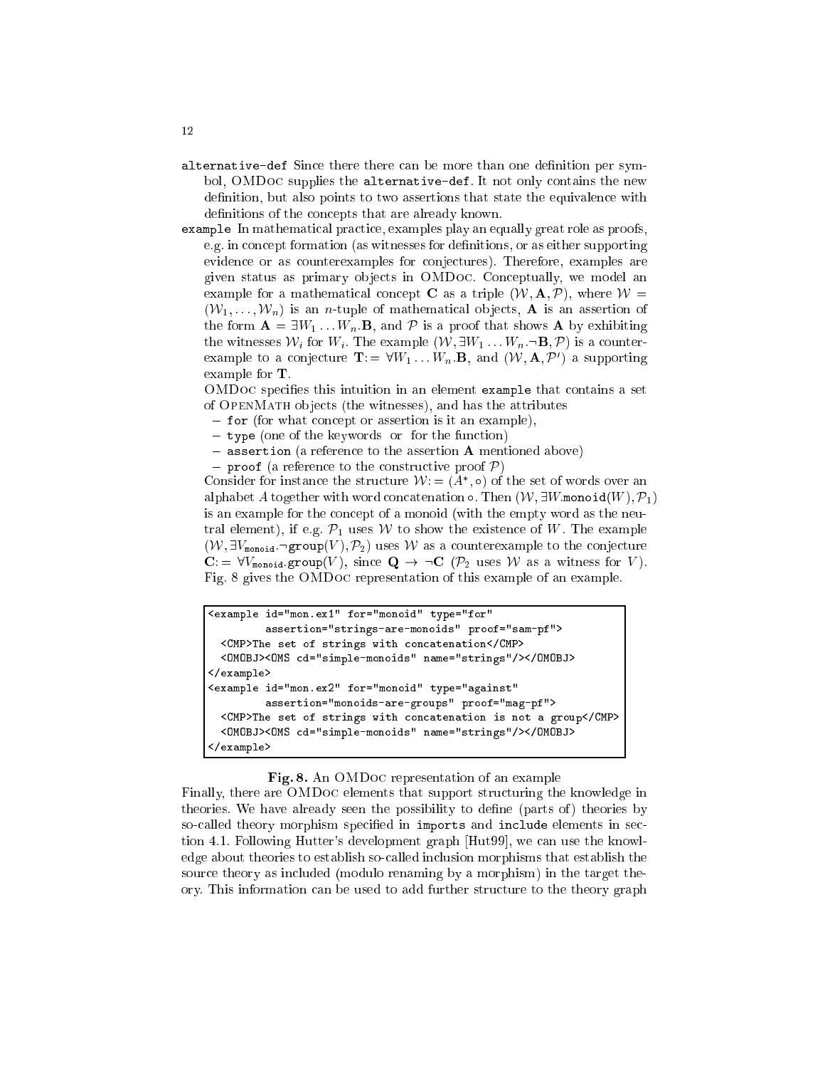`alternative-def` Since there there can be more than one definition per symbol, OMDoc supplies the `alternative-def`. It not only contains the new definition, but also points to two assertions that state the equivalence with definitions of the concepts that are already known.

`example` In mathematical practice, examples play an equally great role as proofs, e.g. in concept formation (as witnesses for definitions, or as either supporting evidence or as counterexamples for conjectures). Therefore, examples are given status as primary objects in OMDoc. Conceptually, we model an example for a mathematical concept $\mathbf{C}$ as a triple $(\mathcal{W}, \mathbf{A}, \mathcal{P})$, where $\mathcal{W} = (\mathcal{W}_1, \ldots, \mathcal{W}_n)$ is an $n$-tuple of mathematical objects, $\mathbf{A}$ is an assertion of the form $\mathbf{A} = \exists W_1 \ldots W_n.\mathbf{B}$, and $\mathcal{P}$ is a proof that shows $\mathbf{A}$ by exhibiting the witnesses $\mathcal{W}_i$ for $W_i$. The example $(\mathcal{W}, \exists W_1 \ldots W_n.\neg\mathbf{B}, \mathcal{P})$ is a counterexample to a conjecture $\mathbf{T} := \forall W_1 \ldots W_n.\mathbf{B}$, and $(\mathcal{W}, \mathbf{A}, \mathcal{P}')$ a supporting example for $\mathbf{T}$.

OMDoc specifies this intuition in an element `example` that contains a set of OpenMath objects (the witnesses), and has the attributes

- `for` (for what concept or assertion is it an example),
- `type` (one of the keywords or for the function)
- `assertion` (a reference to the assertion $\mathbf{A}$ mentioned above)
- `proof` (a reference to the constructive proof $\mathcal{P}$)

Consider for instance the structure $\mathcal{W} := (A^*, \circ)$ of the set of words over an alphabet $A$ together with word concatenation $\circ$. Then $(\mathcal{W}, \exists W.\mathtt{monoid}(W), \mathcal{P}_1)$ is an example for the concept of a monoid (with the empty word as the neutral element), if e.g. $\mathcal{P}_1$ uses $\mathcal{W}$ to show the existence of $W$. The example $(\mathcal{W}, \exists V_{\mathtt{monoid}}.\neg\mathtt{group}(V), \mathcal{P}_2)$ uses $\mathcal{W}$ as a counterexample to the conjecture $\mathbf{C} := \forall V_{\mathtt{monoid}}.\mathtt{group}(V)$, since $\mathbf{Q} \rightarrow \neg\mathbf{C}$ ($\mathcal{P}_2$ uses $\mathcal{W}$ as a witness for $V$). Fig. 8 gives the OMDoc representation of this example of an example.

```
<example id="mon.ex1" for="monoid" type="for"
         assertion="strings-are-monoids" proof="sam-pf">
  <CMP>The set of strings with concatenation</CMP>
  <OMOBJ><OMS cd="simple-monoids" name="strings"/></OMOBJ>
</example>
<example id="mon.ex2" for="monoid" type="against"
         assertion="monoids-are-groups" proof="mag-pf">
  <CMP>The set of strings with concatenation is not a group</CMP>
  <OMOBJ><OMS cd="simple-monoids" name="strings"/></OMOBJ>
</example>
```

**Fig. 8.** An OMDoc representation of an example

Finally, there are OMDoc elements that support structuring the knowledge in theories. We have already seen the possibility to define (parts of) theories by so-called theory morphism specified in `imports` and `include` elements in section 4.1. Following Hutter's development graph [Hut99], we can use the knowledge about theories to establish so-called inclusion morphisms that establish the source theory as included (modulo renaming by a morphism) in the target theory. This information can be used to add further structure to the theory graph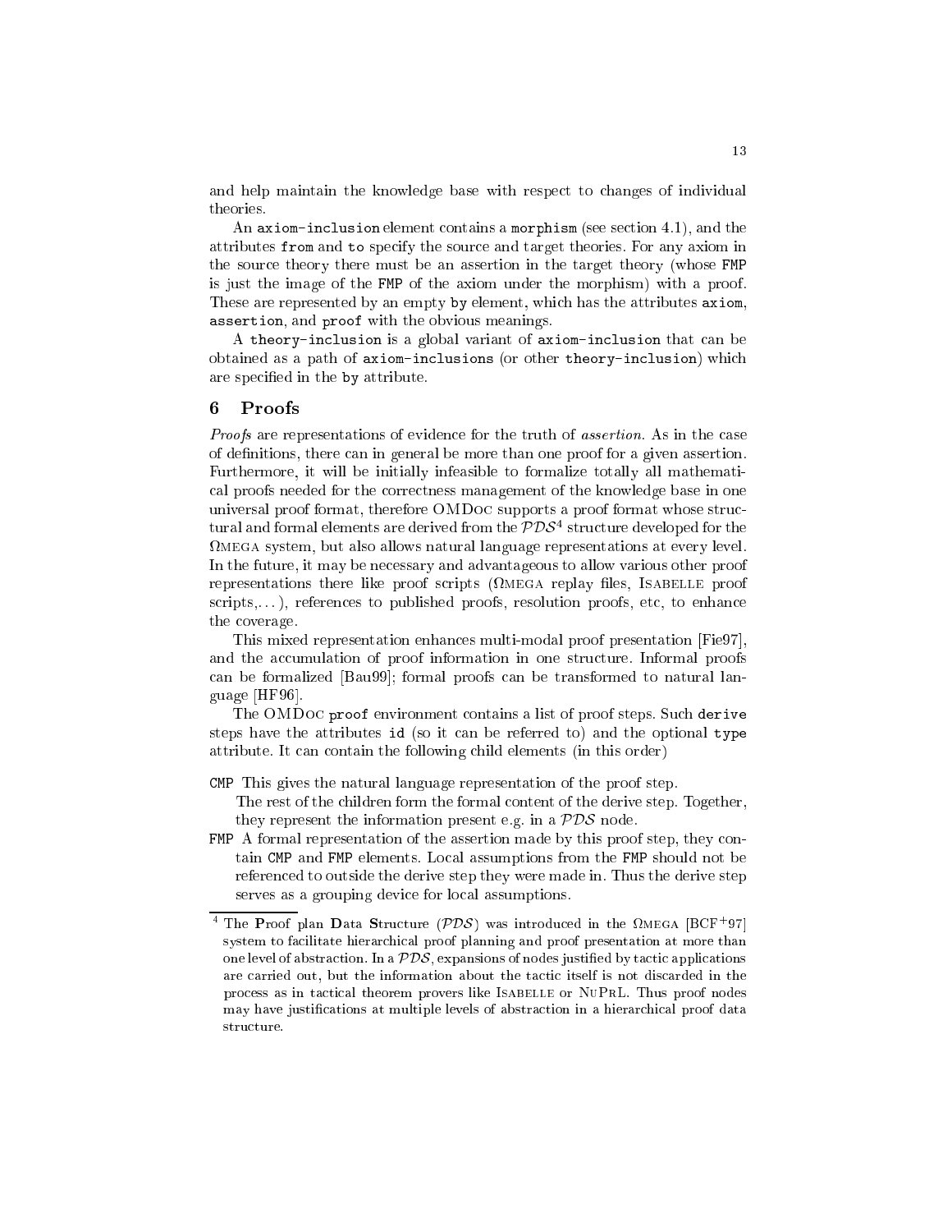and help maintain the knowledge base with respect to changes of individual theories.

An `axiom-inclusion` element contains a `morphism` (see section 4.1), and the attributes `from` and `to` specify the source and target theories. For any axiom in the source theory there must be an assertion in the target theory (whose `FMP` is just the image of the `FMP` of the axiom under the morphism) with a proof. These are represented by an empty `by` element, which has the attributes `axiom`, `assertion`, and `proof` with the obvious meanings.

A `theory-inclusion` is a global variant of `axiom-inclusion` that can be obtained as a path of `axiom-inclusions` (or other `theory-inclusion`) which are specified in the `by` attribute.

## 6 Proofs

*Proofs* are representations of evidence for the truth of *assertion*. As in the case of definitions, there can in general be more than one proof for a given assertion. Furthermore, it will be initially infeasible to formalize totally all mathematical proofs needed for the correctness management of the knowledge base in one universal proof format, therefore OMDoc supports a proof format whose structural and formal elements are derived from the $\mathcal{PDS}$[4] structure developed for the ΩMEGA system, but also allows natural language representations at every level. In the future, it may be necessary and advantageous to allow various other proof representations there like proof scripts (ΩMEGA replay files, ISABELLE proof scripts,...), references to published proofs, resolution proofs, etc, to enhance the coverage.

This mixed representation enhances multi-modal proof presentation [Fie97], and the accumulation of proof information in one structure. Informal proofs can be formalized [Bau99]; formal proofs can be transformed to natural language [HF96].

The OMDoc `proof` environment contains a list of proof steps. Such `derive` steps have the attributes `id` (so it can be referred to) and the optional `type` attribute. It can contain the following child elements (in this order)

`CMP` This gives the natural language representation of the proof step.
The rest of the children form the formal content of the derive step. Together, they represent the information present e.g. in a $\mathcal{PDS}$ node.

`FMP` A formal representation of the assertion made by this proof step, they contain `CMP` and `FMP` elements. Local assumptions from the `FMP` should not be referenced to outside the derive step they were made in. Thus the derive step serves as a grouping device for local assumptions.

[4] The **P**roof plan **D**ata **S**tructure ($\mathcal{PDS}$) was introduced in the ΩMEGA [BCF+97] system to facilitate hierarchical proof planning and proof presentation at more than one level of abstraction. In a $\mathcal{PDS}$, expansions of nodes justified by tactic applications are carried out, but the information about the tactic itself is not discarded in the process as in tactical theorem provers like ISABELLE or NUPRL. Thus proof nodes may have justifications at multiple levels of abstraction in a hierarchical proof data structure.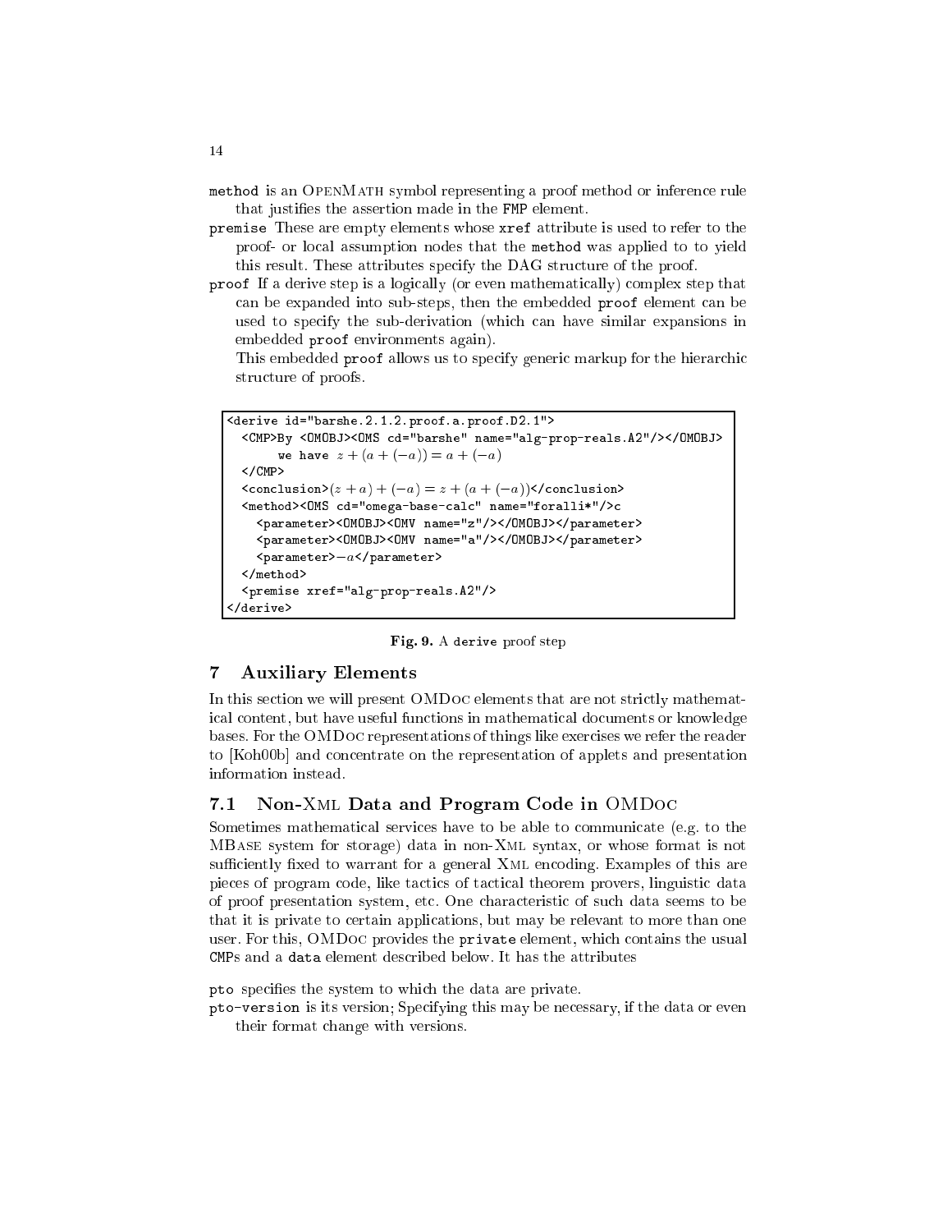`method` is an OpenMath symbol representing a proof method or inference rule that justifies the assertion made in the `FMP` element.

`premise` These are empty elements whose `xref` attribute is used to refer to the proof- or local assumption nodes that the `method` was applied to to yield this result. These attributes specify the DAG structure of the proof.

`proof` If a derive step is a logically (or even mathematically) complex step that can be expanded into sub-steps, then the embedded `proof` element can be used to specify the sub-derivation (which can have similar expansions in embedded `proof` environments again).

This embedded `proof` allows us to specify generic markup for the hierarchic structure of proofs.

```
<derive id="barshe.2.1.2.proof.a.proof.D2.1">
  <CMP>By <OMOBJ><OMS cd="barshe" name="alg-prop-reals.A2"/></OMOBJ>
       we have z + (a + (−a)) = a + (−a)
  </CMP>
  <conclusion>(z + a) + (−a) = z + (a + (−a))</conclusion>
  <method><OMS cd="omega-base-calc" name="foralli*"/>c
    <parameter><OMOBJ><OMV name="z"/></OMOBJ></parameter>
    <parameter><OMOBJ><OMV name="a"/></OMOBJ></parameter>
    <parameter>−a</parameter>
  </method>
  <premise xref="alg-prop-reals.A2"/>
</derive>
```

**Fig. 9.** A `derive` proof step

## 7 Auxiliary Elements

In this section we will present OMDoc elements that are not strictly mathematical content, but have useful functions in mathematical documents or knowledge bases. For the OMDoc representations of things like exercises we refer the reader to [Koh00b] and concentrate on the representation of applets and presentation information instead.

### 7.1 Non-Xml Data and Program Code in OMDoc

Sometimes mathematical services have to be able to communicate (e.g. to the MBase system for storage) data in non-Xml syntax, or whose format is not sufficiently fixed to warrant for a general Xml encoding. Examples of this are pieces of program code, like tactics of tactical theorem provers, linguistic data of proof presentation system, etc. One characteristic of such data seems to be that it is private to certain applications, but may be relevant to more than one user. For this, OMDoc provides the `private` element, which contains the usual `CMP`s and a `data` element described below. It has the attributes

`pto` specifies the system to which the data are private.

`pto-version` is its version; Specifying this may be necessary, if the data or even their format change with versions.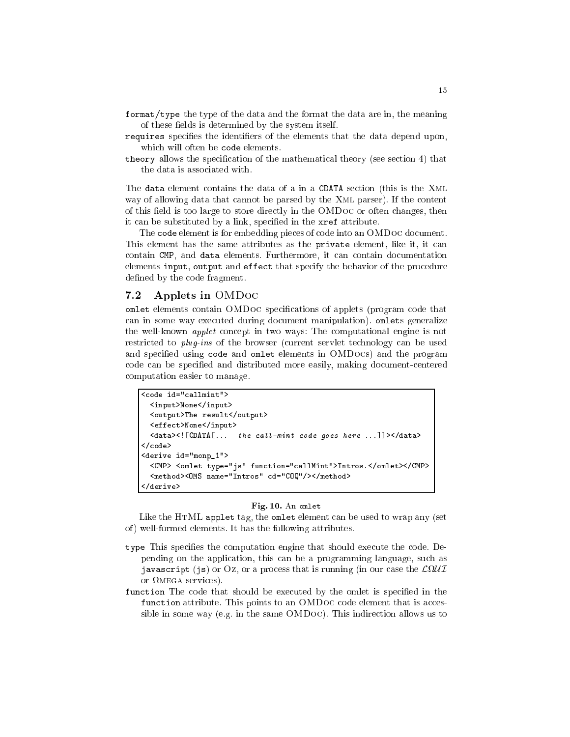`format/type` the type of the data and the format the data are in, the meaning of these fields is determined by the system itself.

`requires` specifies the identifiers of the elements that the data depend upon, which will often be `code` elements.

`theory` allows the specification of the mathematical theory (see section 4) that the data is associated with.

The `data` element contains the data of a in a `CDATA` section (this is the XML way of allowing data that cannot be parsed by the XML parser). If the content of this field is too large to store directly in the OMDoc or often changes, then it can be substituted by a link, specified in the `xref` attribute.

The `code` element is for embedding pieces of code into an OMDoc document. This element has the same attributes as the `private` element, like it, it can contain `CMP`, and `data` elements. Furthermore, it can contain documentation elements `input`, `output` and `effect` that specify the behavior of the procedure defined by the code fragment.

## 7.2 Applets in OMDoc

`omlet` elements contain OMDoc specifications of applets (program code that can in some way executed during document manipulation). `omlet`s generalize the well-known *applet* concept in two ways: The computational engine is not restricted to *plug-ins* of the browser (current servlet technology can be used and specified using `code` and `omlet` elements in OMDocs) and the program code can be specified and distributed more easily, making document-centered computation easier to manage.

```
<code id="callmint">
  <input>None</input>
  <output>The result</output>
  <effect>None</input>
  <data><![CDATA[...  the call-mint code goes here ...]]></data>
</code>
<derive id="monp_1">
  <CMP> <omlet type="js" function="callMint">Intros.</omlet></CMP>
  <method><OMS name="Intros" cd="COQ"/></method>
</derive>
```

**Fig. 10.** An `omlet`

Like the HTML `applet` tag, the `omlet` element can be used to wrap any (set of) well-formed elements. It has the following attributes.

`type` This specifies the computation engine that should execute the code. Depending on the application, this can be a programming language, such as `javascript` (`js`) or Oz, or a process that is running (in our case the $\mathcal{L}\Omega\mathcal{UI}$ or ΩMEGA services).

`function` The code that should be executed by the omlet is specified in the `function` attribute. This points to an OMDoc code element that is accessible in some way (e.g. in the same OMDoc). This indirection allows us to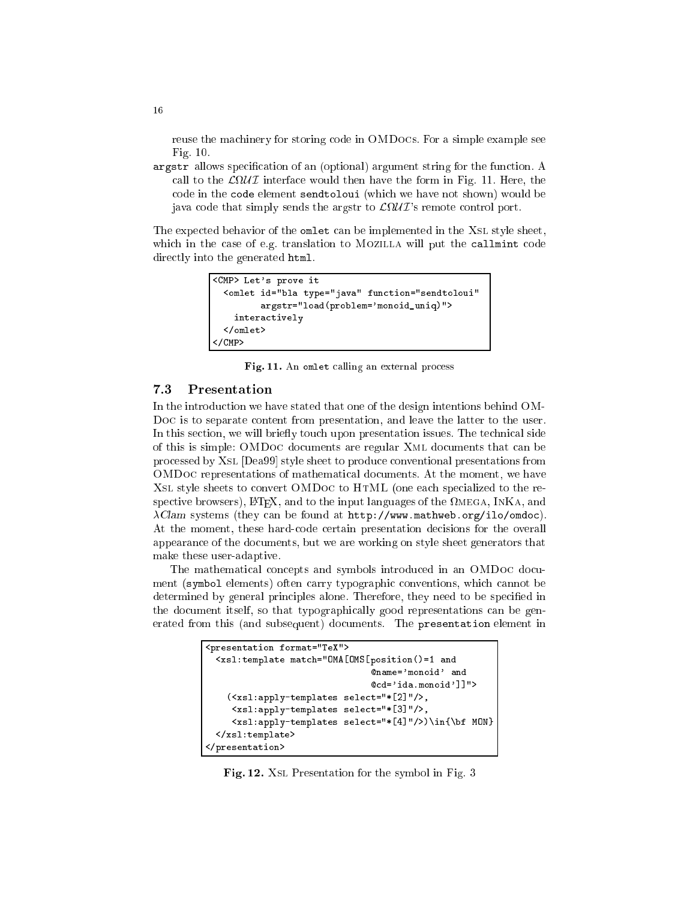reuse the machinery for storing code in OMDocs. For a simple example see Fig. 10.

`argstr` allows specification of an (optional) argument string for the function. A call to the $\mathcal{L}\Omega\mathcal{UI}$ interface would then have the form in Fig. 11. Here, the code in the `code` element `sendtoloui` (which we have not shown) would be java code that simply sends the argstr to $\mathcal{L}\Omega\mathcal{UI}$'s remote control port.

The expected behavior of the `omlet` can be implemented in the Xsl style sheet, which in the case of e.g. translation to Mozilla will put the `callmint` code directly into the generated `html`.

```
<CMP> Let's prove it
  <omlet id="bla type="java" function="sendtoloui"
         argstr="load(problem='monoid_uniq)">
    interactively
  </omlet>
</CMP>
```

**Fig. 11.** An `omlet` calling an external process

### 7.3 Presentation

In the introduction we have stated that one of the design intentions behind OMDoc is to separate content from presentation, and leave the latter to the user. In this section, we will briefly touch upon presentation issues. The technical side of this is simple: OMDoc documents are regular Xml documents that can be processed by Xsl [Dea99] style sheet to produce conventional presentations from OMDoc representations of mathematical documents. At the moment, we have Xsl style sheets to convert OMDoc to HTML (one each specialized to the respective browsers), LaTeX, and to the input languages of the ΩMega, InKa, and *λClam* systems (they can be found at `http://www.mathweb.org/ilo/omdoc`). At the moment, these hard-code certain presentation decisions for the overall appearance of the documents, but we are working on style sheet generators that make these user-adaptive.

The mathematical concepts and symbols introduced in an OMDoc document (`symbol` elements) often carry typographic conventions, which cannot be determined by general principles alone. Therefore, they need to be specified in the document itself, so that typographically good representations can be generated from this (and subsequent) documents. The `presentation` element in

```
<presentation format="TeX">
  <xsl:template match="OMA[OMS[position()=1 and
                               @name='monoid' and
                               @cd='ida.monoid']]">
    (<xsl:apply-templates select="*[2]"/>,
     <xsl:apply-templates select="*[3]"/>,
     <xsl:apply-templates select="*[4]"/>)\in{\bf MON}
  </xsl:template>
</presentation>
```

**Fig. 12.** Xsl Presentation for the symbol in Fig. 3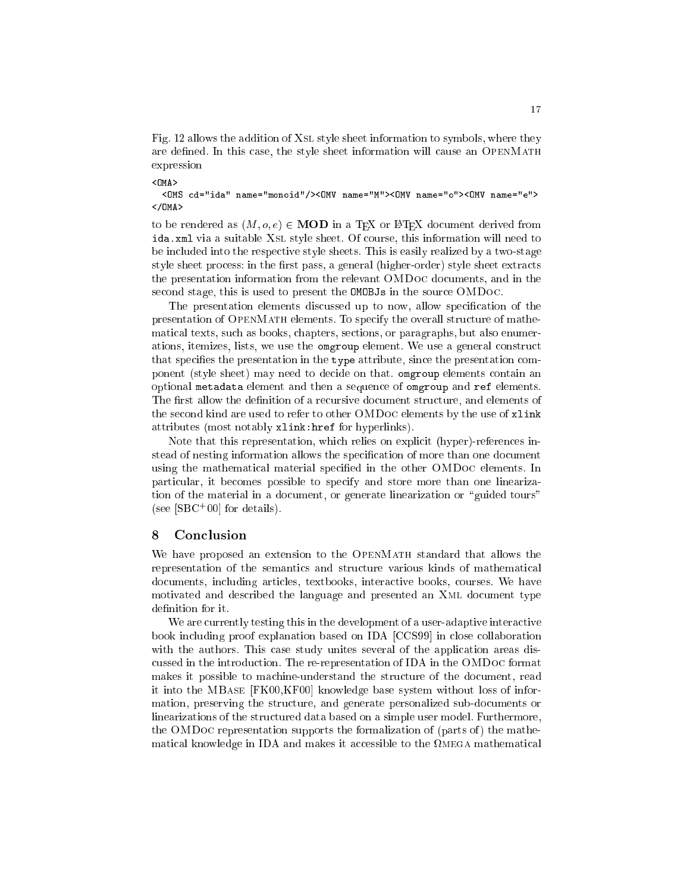Fig. 12 allows the addition of XSL style sheet information to symbols, where they are defined. In this case, the style sheet information will cause an OPENMATH expression

```
<OMA>
  <OMS cd="ida" name="monoid"/><OMV name="M"><OMV name="o"><OMV name="e">
</OMA>
```

to be rendered as $(M, o, e) \in \mathbf{MOD}$ in a TEX or LATEX document derived from `ida.xml` via a suitable XSL style sheet. Of course, this information will need to be included into the respective style sheets. This is easily realized by a two-stage style sheet process: in the first pass, a general (higher-order) style sheet extracts the presentation information from the relevant OMDOC documents, and in the second stage, this is used to present the `OMOBJ`s in the source OMDOC.

The presentation elements discussed up to now, allow specification of the presentation of OPENMATH elements. To specify the overall structure of mathematical texts, such as books, chapters, sections, or paragraphs, but also enumerations, itemizes, lists, we use the `omgroup` element. We use a general construct that specifies the presentation in the `type` attribute, since the presentation component (style sheet) may need to decide on that. `omgroup` elements contain an optional `metadata` element and then a sequence of `omgroup` and `ref` elements. The first allow the definition of a recursive document structure, and elements of the second kind are used to refer to other OMDOC elements by the use of `xlink` attributes (most notably `xlink:href` for hyperlinks).

Note that this representation, which relies on explicit (hyper)-references instead of nesting information allows the specification of more than one document using the mathematical material specified in the other OMDOC elements. In particular, it becomes possible to specify and store more than one linearization of the material in a document, or generate linearization or "guided tours" (see [SBC+00] for details).

## 8 Conclusion

We have proposed an extension to the OPENMATH standard that allows the representation of the semantics and structure various kinds of mathematical documents, including articles, textbooks, interactive books, courses. We have motivated and described the language and presented an XML document type definition for it.

We are currently testing this in the development of a user-adaptive interactive book including proof explanation based on IDA [CCS99] in close collaboration with the authors. This case study unites several of the application areas discussed in the introduction. The re-representation of IDA in the OMDOC format makes it possible to machine-understand the structure of the document, read it into the MBASE [FK00,KF00] knowledge base system without loss of information, preserving the structure, and generate personalized sub-documents or linearizations of the structured data based on a simple user model. Furthermore, the OMDOC representation supports the formalization of (parts of) the mathematical knowledge in IDA and makes it accessible to the ΩMEGA mathematical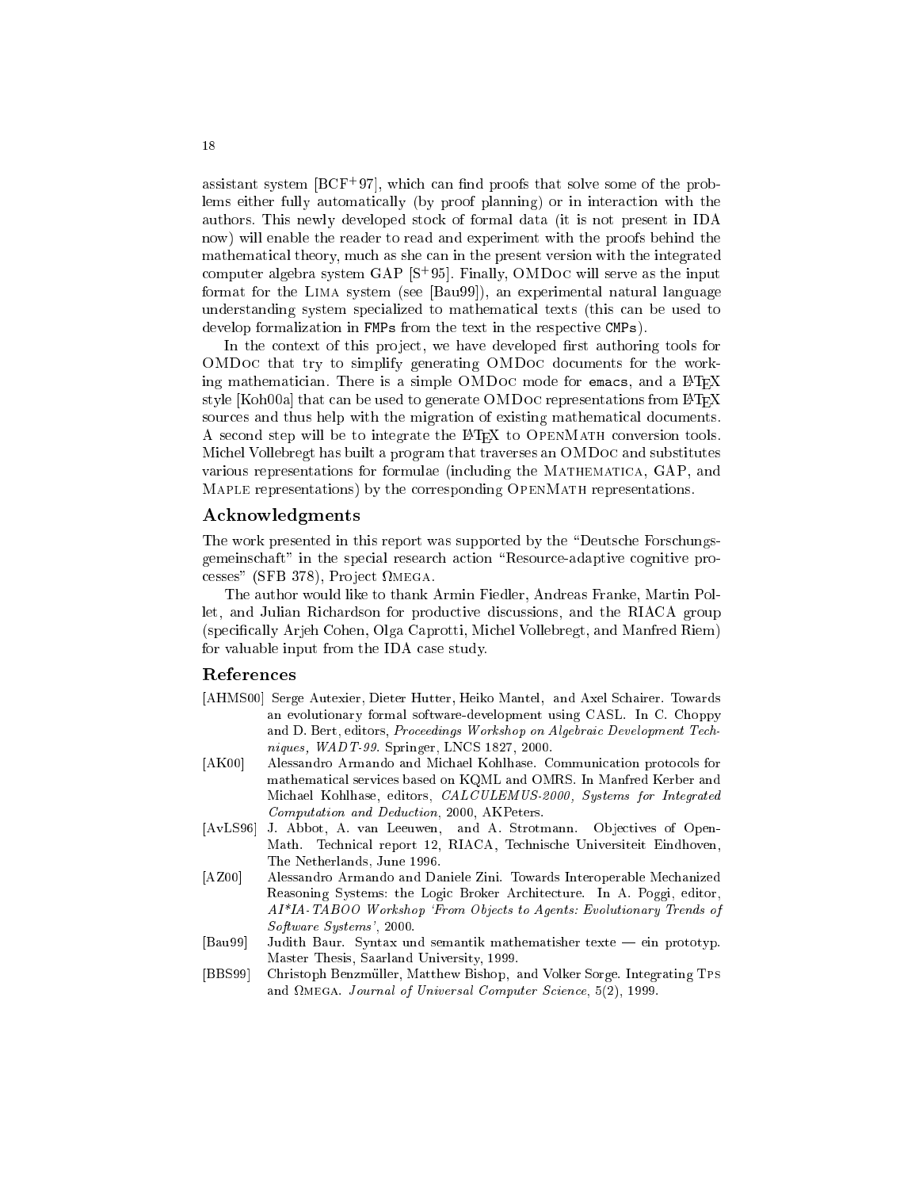assistant system [BCF+97], which can find proofs that solve some of the problems either fully automatically (by proof planning) or in interaction with the authors. This newly developed stock of formal data (it is not present in IDA now) will enable the reader to read and experiment with the proofs behind the mathematical theory, much as she can in the present version with the integrated computer algebra system GAP [S+95]. Finally, OMDoc will serve as the input format for the Lima system (see [Bau99]), an experimental natural language understanding system specialized to mathematical texts (this can be used to develop formalization in `FMP`s from the text in the respective `CMP`s).

In the context of this project, we have developed first authoring tools for OMDoc that try to simplify generating OMDoc documents for the working mathematician. There is a simple OMDoc mode for `emacs`, and a LaTeX style [Koh00a] that can be used to generate OMDoc representations from LaTeX sources and thus help with the migration of existing mathematical documents. A second step will be to integrate the LaTeX to OpenMath conversion tools. Michel Vollebregt has built a program that traverses an OMDoc and substitutes various representations for formulae (including the Mathematica, GAP, and Maple representations) by the corresponding OpenMath representations.

## Acknowledgments

The work presented in this report was supported by the "Deutsche Forschungsgemeinschaft" in the special research action "Resource-adaptive cognitive processes" (SFB 378), Project ΩMega.

The author would like to thank Armin Fiedler, Andreas Franke, Martin Pollet, and Julian Richardson for productive discussions, and the RIACA group (specifically Arjeh Cohen, Olga Caprotti, Michel Vollebregt, and Manfred Riem) for valuable input from the IDA case study.

## References

[AHMS00] Serge Autexier, Dieter Hutter, Heiko Mantel, and Axel Schairer. Towards an evolutionary formal software-development using CASL. In C. Choppy and D. Bert, editors, *Proceedings Workshop on Algebraic Development Techniques, WADT-99*. Springer, LNCS 1827, 2000.

[AK00] Alessandro Armando and Michael Kohlhase. Communication protocols for mathematical services based on KQML and OMRS. In Manfred Kerber and Michael Kohlhase, editors, *CALCULEMUS-2000, Systems for Integrated Computation and Deduction*, 2000, AKPeters.

[AvLS96] J. Abbot, A. van Leeuwen, and A. Strotmann. Objectives of OpenMath. Technical report 12, RIACA, Technische Universiteit Eindhoven, The Netherlands, June 1996.

[AZ00] Alessandro Armando and Daniele Zini. Towards Interoperable Mechanized Reasoning Systems: the Logic Broker Architecture. In A. Poggi, editor, *AI\*IA-TABOO Workshop 'From Objects to Agents: Evolutionary Trends of Software Systems'*, 2000.

[Bau99] Judith Baur. Syntax und semantik mathematisher texte — ein prototyp. Master Thesis, Saarland University, 1999.

[BBS99] Christoph Benzmüller, Matthew Bishop, and Volker Sorge. Integrating Tps and ΩMega. *Journal of Universal Computer Science*, 5(2), 1999.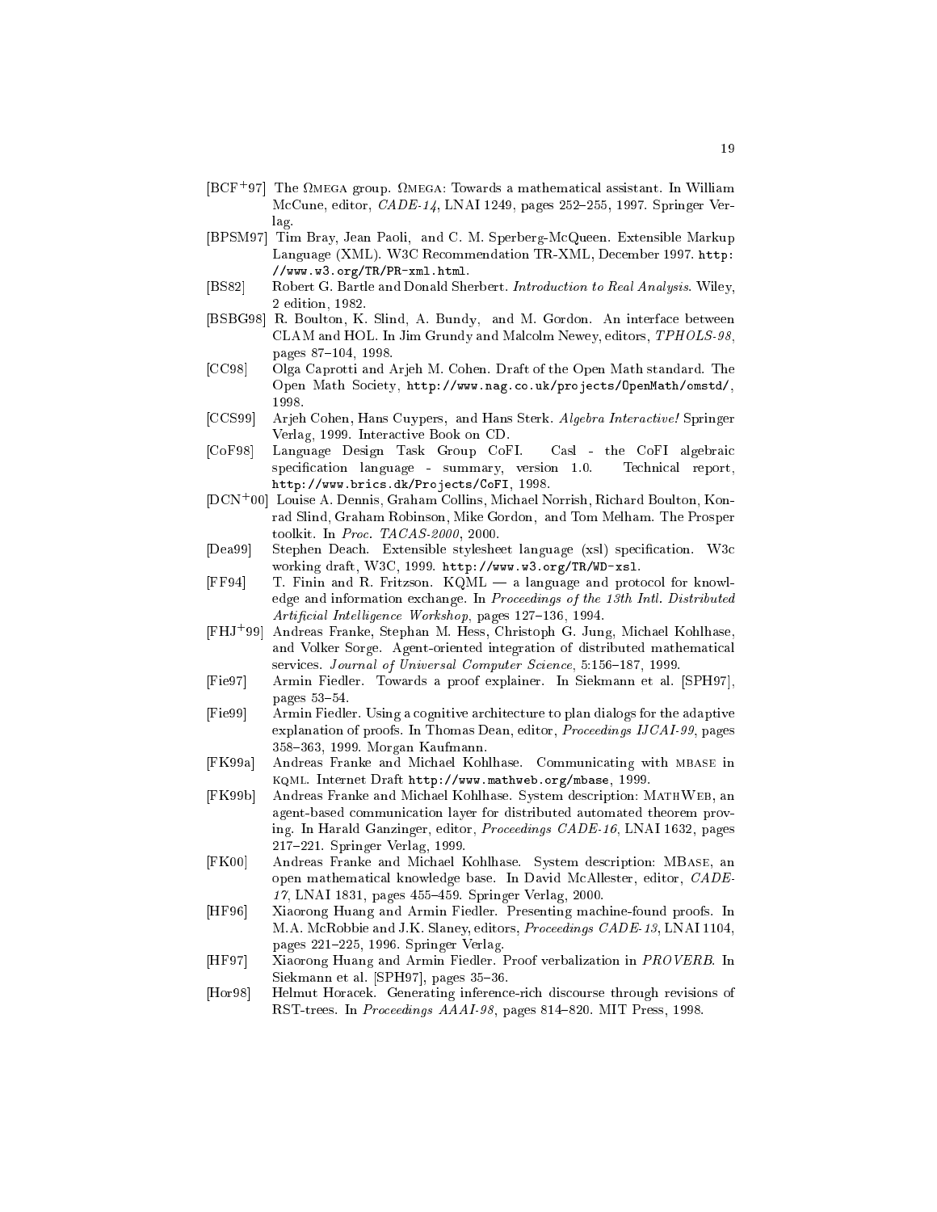[BCF+97] The ΩMEGA group. ΩMEGA: Towards a mathematical assistant. In William McCune, editor, *CADE-14*, LNAI 1249, pages 252–255, 1997. Springer Verlag.

[BPSM97] Tim Bray, Jean Paoli, and C. M. Sperberg-McQueen. Extensible Markup Language (XML). W3C Recommendation TR-XML, December 1997. `http://www.w3.org/TR/PR-xml.html`.

[BS82] Robert G. Bartle and Donald Sherbert. *Introduction to Real Analysis*. Wiley, 2 edition, 1982.

[BSBG98] R. Boulton, K. Slind, A. Bundy, and M. Gordon. An interface between CLAM and HOL. In Jim Grundy and Malcolm Newey, editors, *TPHOLS-98*, pages 87–104, 1998.

[CC98] Olga Caprotti and Arjeh M. Cohen. Draft of the Open Math standard. The Open Math Society, `http://www.nag.co.uk/projects/OpenMath/omstd/`, 1998.

[CCS99] Arjeh Cohen, Hans Cuypers, and Hans Sterk. *Algebra Interactive!* Springer Verlag, 1999. Interactive Book on CD.

[CoF98] Language Design Task Group CoFI. Casl - the CoFI algebraic specification language - summary, version 1.0. Technical report, `http://www.brics.dk/Projects/CoFI`, 1998.

[DCN+00] Louise A. Dennis, Graham Collins, Michael Norrish, Richard Boulton, Konrad Slind, Graham Robinson, Mike Gordon, and Tom Melham. The Prosper toolkit. In *Proc. TACAS-2000*, 2000.

[Dea99] Stephen Deach. Extensible stylesheet language (xsl) specification. W3c working draft, W3C, 1999. `http://www.w3.org/TR/WD-xsl`.

[FF94] T. Finin and R. Fritzson. KQML — a language and protocol for knowledge and information exchange. In *Proceedings of the 13th Intl. Distributed Artificial Intelligence Workshop*, pages 127–136, 1994.

[FHJ+99] Andreas Franke, Stephan M. Hess, Christoph G. Jung, Michael Kohlhase, and Volker Sorge. Agent-oriented integration of distributed mathematical services. *Journal of Universal Computer Science*, 5:156–187, 1999.

[Fie97] Armin Fiedler. Towards a proof explainer. In Siekmann et al. [SPH97], pages 53–54.

[Fie99] Armin Fiedler. Using a cognitive architecture to plan dialogs for the adaptive explanation of proofs. In Thomas Dean, editor, *Proceedings IJCAI-99*, pages 358–363, 1999. Morgan Kaufmann.

[FK99a] Andreas Franke and Michael Kohlhase. Communicating with MBASE in KQML. Internet Draft `http://www.mathweb.org/mbase`, 1999.

[FK99b] Andreas Franke and Michael Kohlhase. System description: MATHWEB, an agent-based communication layer for distributed automated theorem proving. In Harald Ganzinger, editor, *Proceedings CADE-16*, LNAI 1632, pages 217–221. Springer Verlag, 1999.

[FK00] Andreas Franke and Michael Kohlhase. System description: MBASE, an open mathematical knowledge base. In David McAllester, editor, *CADE-17*, LNAI 1831, pages 455–459. Springer Verlag, 2000.

[HF96] Xiaorong Huang and Armin Fiedler. Presenting machine-found proofs. In M.A. McRobbie and J.K. Slaney, editors, *Proceedings CADE-13*, LNAI 1104, pages 221–225, 1996. Springer Verlag.

[HF97] Xiaorong Huang and Armin Fiedler. Proof verbalization in *PROVERB*. In Siekmann et al. [SPH97], pages 35–36.

[Hor98] Helmut Horacek. Generating inference-rich discourse through revisions of RST-trees. In *Proceedings AAAI-98*, pages 814–820. MIT Press, 1998.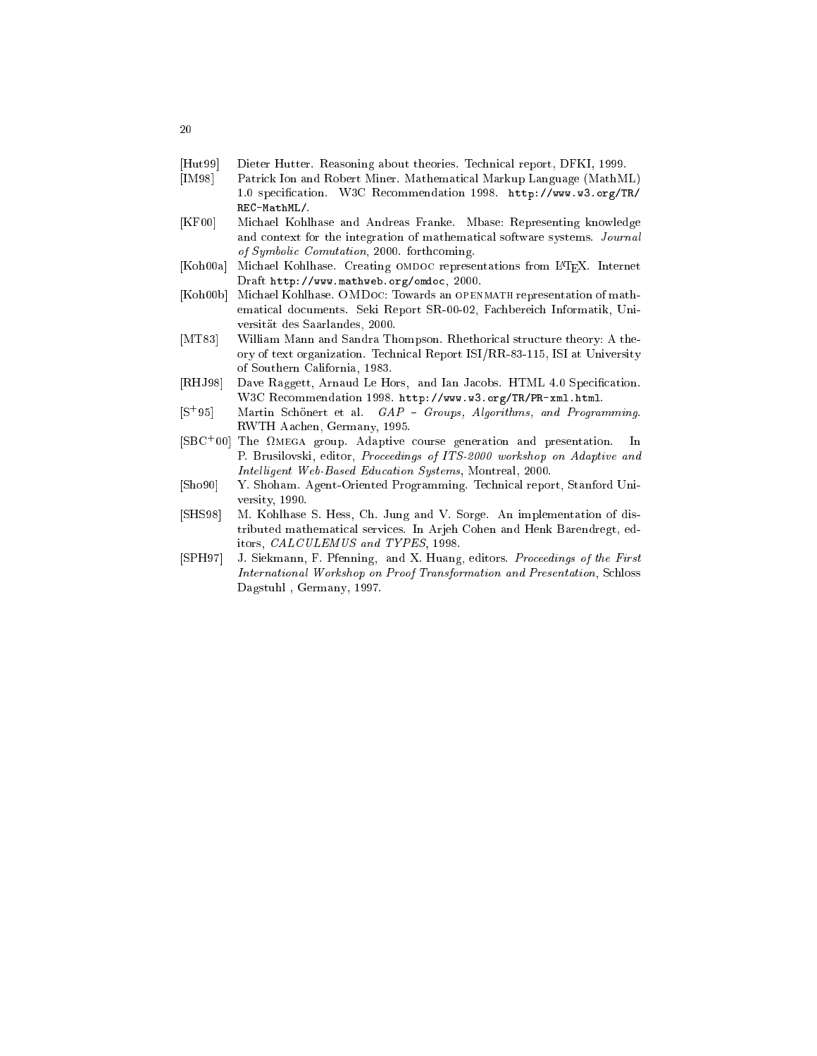[Hut99] Dieter Hutter. Reasoning about theories. Technical report, DFKI, 1999.

[IM98] Patrick Ion and Robert Miner. Mathematical Markup Language (MathML) 1.0 specification. W3C Recommendation 1998. `http://www.w3.org/TR/REC-MathML/`.

[KF00] Michael Kohlhase and Andreas Franke. Mbase: Representing knowledge and context for the integration of mathematical software systems. *Journal of Symbolic Comutation*, 2000. forthcoming.

[Koh00a] Michael Kohlhase. Creating OMDOC representations from LaTeX. Internet Draft `http://www.mathweb.org/omdoc`, 2000.

[Koh00b] Michael Kohlhase. OMDoc: Towards an OPENMATH representation of mathematical documents. Seki Report SR-00-02, Fachbereich Informatik, Universität des Saarlandes, 2000.

[MT83] William Mann and Sandra Thompson. Rhethorical structure theory: A theory of text organization. Technical Report ISI/RR-83-115, ISI at University of Southern California, 1983.

[RHJ98] Dave Raggett, Arnaud Le Hors, and Ian Jacobs. HTML 4.0 Specification. W3C Recommendation 1998. `http://www.w3.org/TR/PR-xml.html`.

[S+95] Martin Schönert et al. *GAP – Groups, Algorithms, and Programming*. RWTH Aachen, Germany, 1995.

[SBC+00] The ΩMEGA group. Adaptive course generation and presentation. In P. Brusilovski, editor, *Proceedings of ITS-2000 workshop on Adaptive and Intelligent Web-Based Education Systems*, Montreal, 2000.

[Sho90] Y. Shoham. Agent-Oriented Programming. Technical report, Stanford University, 1990.

[SHS98] M. Kohlhase S. Hess, Ch. Jung and V. Sorge. An implementation of distributed mathematical services. In Arjeh Cohen and Henk Barendregt, editors, *CALCULEMUS and TYPES*, 1998.

[SPH97] J. Siekmann, F. Pfenning, and X. Huang, editors. *Proceedings of the First International Workshop on Proof Transformation and Presentation*, Schloss Dagstuhl , Germany, 1997.